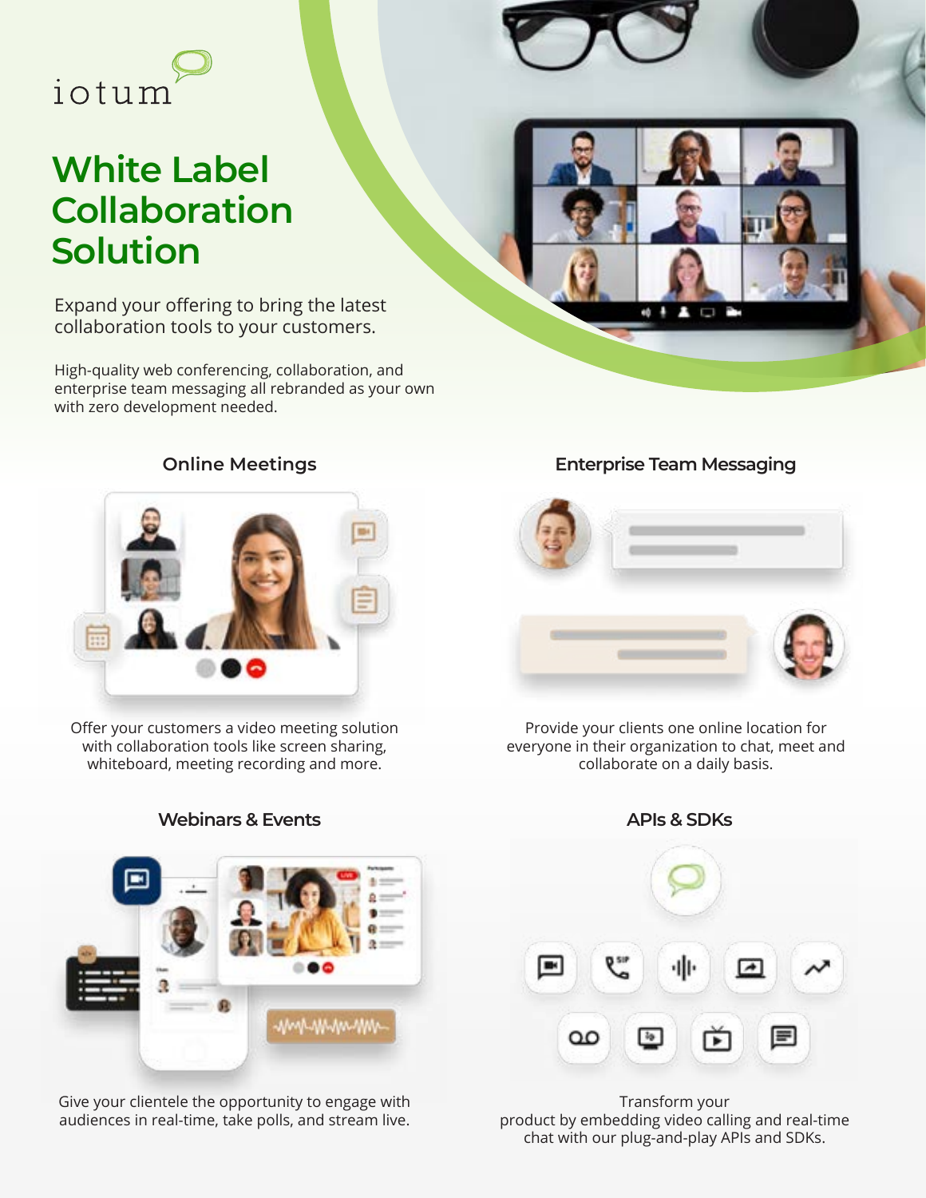iotum

# White Label Collaboration Solution

Expand your offering to bring the latest collaboration tools to your customers.

High-quality web conferencing, collaboration, and enterprise team messaging all rebranded as your own with zero development needed.

### Online Meetings

Offer your customers a video meeting solution with collaboration tools like screen sharing, whiteboard, meeting recording and more.

### Enterprise Team Messaging

Provide your clients one online location for everyone in their organization to chat, meet and collaborate on a daily basis.

### Webinars & Events

Give your clientele the opportunity to engage with audiences in real-time, take polls, and stream live.

### APIs & SDKs

Transform your product by embedding video calling and real-time chat with our plug-and-play APIs and SDKs.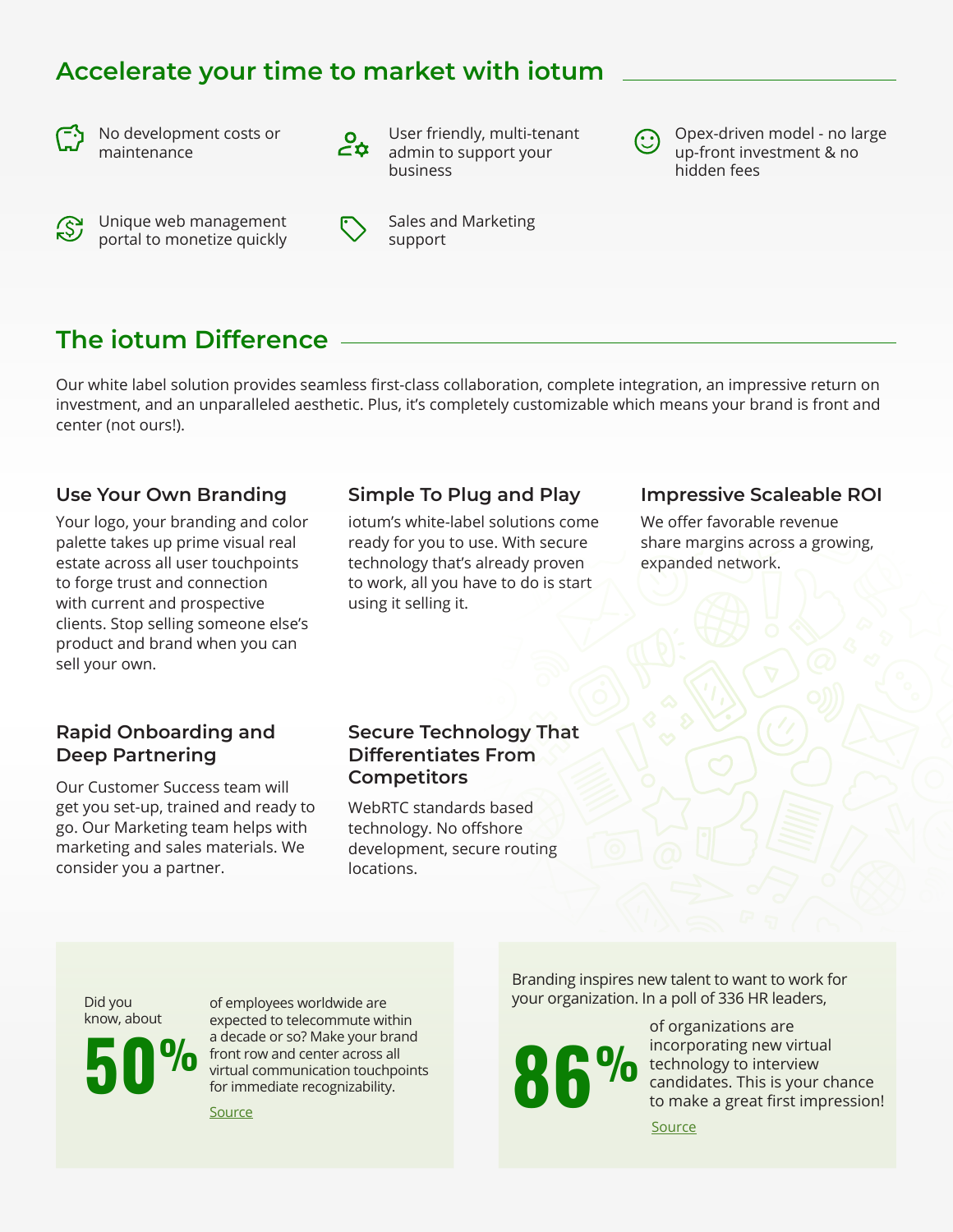## Accelerate your time to market with iotum

- No development costs or maintenance
- User friendly, multi-tenant admin to support your business
- Opex-driven model - no large up-front investment & no hidden fees
- Unique web management portal to monetize quickly
- Sales and Marketing support

## The iotum Difference

Our white label solution provides seamless first-class collaboration, complete integration, an impressive return on investment, and an unparalleled aesthetic. Plus, it's completely customizable which means your brand is front and center (not ours!).

### Use Your Own Branding

Your logo, your branding and color palette takes up prime visual real estate across all user touchpoints to forge trust and connection with current and prospective clients. Stop selling someone else's product and brand when you can sell your own.

### Simple To Plug and Play

iotum's white-label solutions come ready for you to use. With secure technology that's already proven to work, all you have to do is start using it selling it.

### Impressive Scaleable ROI

We offer favorable revenue share margins across a growing, expanded network.

### Rapid Onboarding and Deep Partnering

Our Customer Success team will get you set-up, trained and ready to go. Our Marketing team helps with marketing and sales materials. We consider you a partner.

### Secure Technology That Differentiates From Competitors

WebRTC standards based technology. No offshore development, secure routing locations.

Did you know, about **50%** of employees worldwide are expected to telecommute within a decade or so? Make your brand front row and center across all virtual communication touchpoints for immediate recognizability.

Source

Branding inspires new talent to want to work for your organization. In a poll of 336 HR leaders, **86%** of organizations are incorporating new virtual technology to interview candidates. This is your chance to make a great first impression!

Source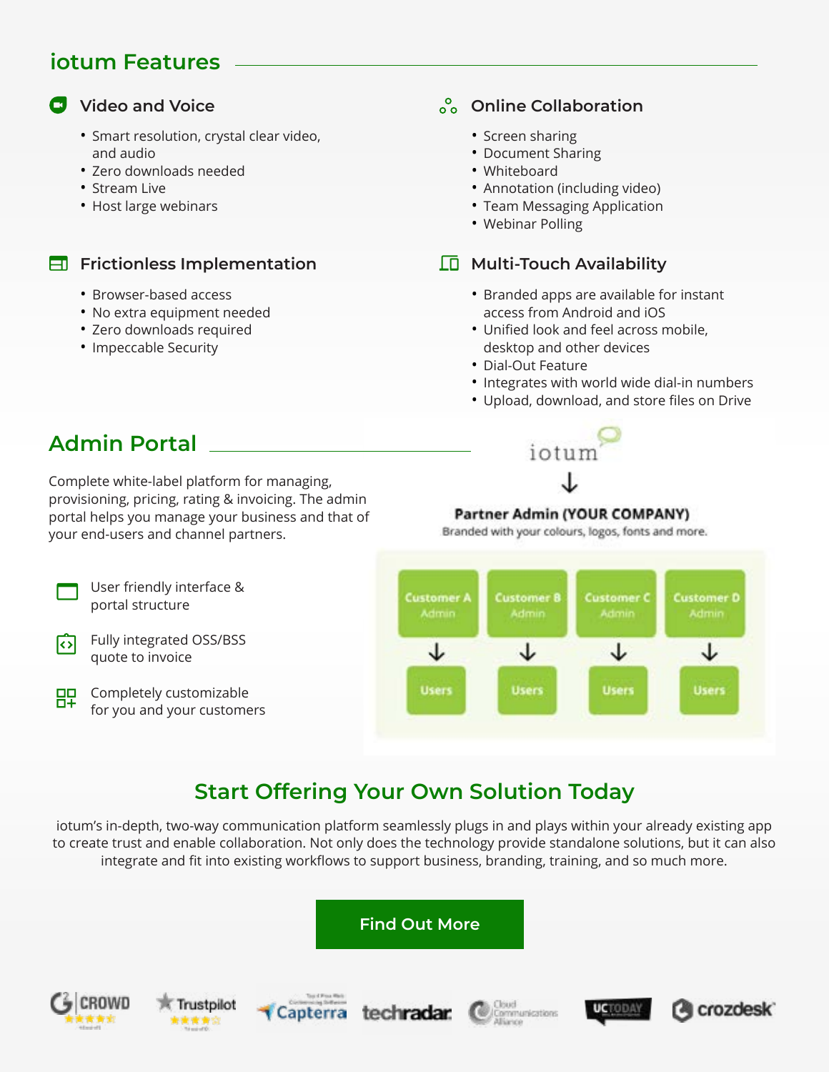## iotum Features

### Video and Voice

- Smart resolution, crystal clear video, and audio
- Zero downloads needed
- Stream Live
- Host large webinars

### Online Collaboration

- Screen sharing
- Document Sharing
- Whiteboard
- Annotation (including video)
- Team Messaging Application
- Webinar Polling

### Frictionless Implementation

- Browser-based access
- No extra equipment needed
- Zero downloads required
- Impeccable Security

### Multi-Touch Availability

- Branded apps are available for instant access from Android and iOS
- Unified look and feel across mobile, desktop and other devices
- Dial-Out Feature
- Integrates with world wide dial-in numbers
- Upload, download, and store files on Drive

## Admin Portal

Complete white-label platform for managing, provisioning, pricing, rating & invoicing. The admin portal helps you manage your business and that of your end-users and channel partners.

- User friendly interface & portal structure
- Fully integrated OSS/BSS quote to invoice
- Completely customizable for you and your customers

iotum

↓

**Partner Admin (YOUR COMPANY)**

Branded with your colours, logos, fonts and more.

Customer A Admin → Users

Customer B Admin → Users

Customer C Admin → Users

Customer D Admin → Users

## Start Offering Your Own Solution Today

iotum's in-depth, two-way communication platform seamlessly plugs in and plays within your already existing app to create trust and enable collaboration. Not only does the technology provide standalone solutions, but it can also integrate and fit into existing workflows to support business, branding, training, and so much more.

**Find Out More**

G2 CROWD · Trustpilot · Capterra · techradar · Cloud Communications Alliance · UC TODAY · crozdesk